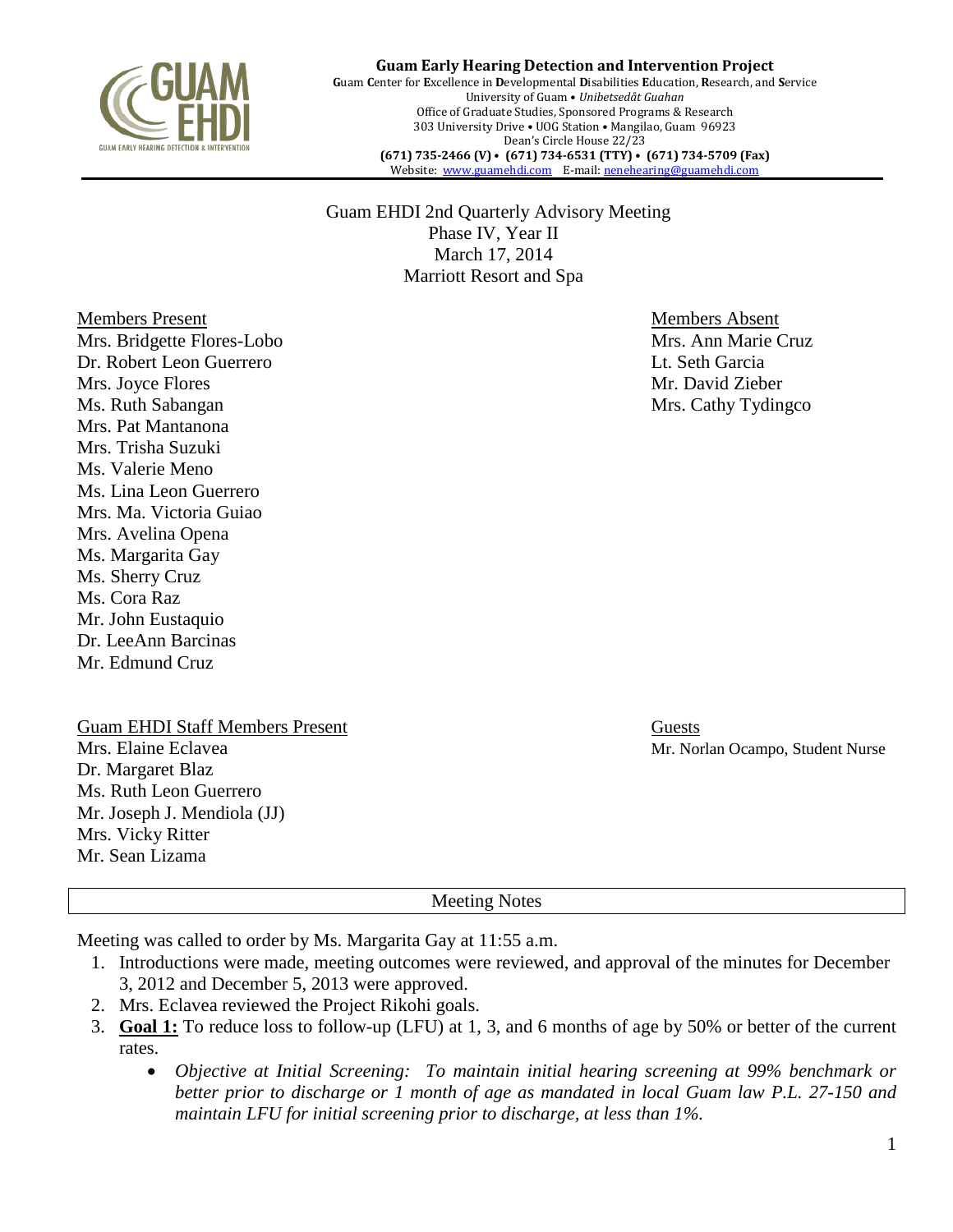**Guam Early Hearing Detection and Intervention Project**
**G**uam **C**enter for **E**xcellence in **D**evelopmental **D**isabilities **E**ducation, **R**esearch, and **S**ervice
University of Guam • *Unibetsedåt Guahan*
Office of Graduate Studies, Sponsored Programs & Research
303 University Drive • UOG Station • Mangilao, Guam 96923
Dean's Circle House 22/23
**(671) 735-2466 (V) • (671) 734-6531 (TTY) • (671) 734-5709 (Fax)**
Website: www.guamehdi.com E-mail: nenehearing@guamehdi.com

Guam EHDI 2nd Quarterly Advisory Meeting
Phase IV, Year II
March 17, 2014
Marriott Resort and Spa

Members Present
Mrs. Bridgette Flores-Lobo
Dr. Robert Leon Guerrero
Mrs. Joyce Flores
Ms. Ruth Sabangan
Mrs. Pat Mantanona
Mrs. Trisha Suzuki
Ms. Valerie Meno
Ms. Lina Leon Guerrero
Mrs. Ma. Victoria Guiao
Mrs. Avelina Opena
Ms. Margarita Gay
Ms. Sherry Cruz
Ms. Cora Raz
Mr. John Eustaquio
Dr. LeeAnn Barcinas
Mr. Edmund Cruz

Members Absent
Mrs. Ann Marie Cruz
Lt. Seth Garcia
Mr. David Zieber
Mrs. Cathy Tydingco

Guam EHDI Staff Members Present
Mrs. Elaine Eclavea
Dr. Margaret Blaz
Ms. Ruth Leon Guerrero
Mr. Joseph J. Mendiola (JJ)
Mrs. Vicky Ritter
Mr. Sean Lizama

Guests
Mr. Norlan Ocampo, Student Nurse

Meeting Notes

Meeting was called to order by Ms. Margarita Gay at 11:55 a.m.

1. Introductions were made, meeting outcomes were reviewed, and approval of the minutes for December 3, 2012 and December 5, 2013 were approved.
2. Mrs. Eclavea reviewed the Project Rikohi goals.
3. **Goal 1:** To reduce loss to follow-up (LFU) at 1, 3, and 6 months of age by 50% or better of the current rates.
   - *Objective at Initial Screening: To maintain initial hearing screening at 99% benchmark or better prior to discharge or 1 month of age as mandated in local Guam law P.L. 27-150 and maintain LFU for initial screening prior to discharge, at less than 1%.*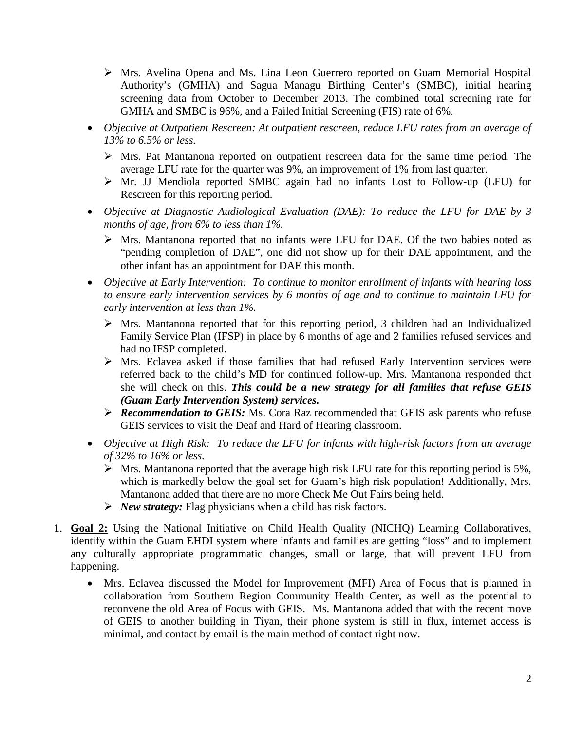- Mrs. Avelina Opena and Ms. Lina Leon Guerrero reported on Guam Memorial Hospital Authority's (GMHA) and Sagua Managu Birthing Center's (SMBC), initial hearing screening data from October to December 2013. The combined total screening rate for GMHA and SMBC is 96%, and a Failed Initial Screening (FIS) rate of 6%.

- *Objective at Outpatient Rescreen: At outpatient rescreen, reduce LFU rates from an average of 13% to 6.5% or less.*
   - Mrs. Pat Mantanona reported on outpatient rescreen data for the same time period. The average LFU rate for the quarter was 9%, an improvement of 1% from last quarter.
   - Mr. JJ Mendiola reported SMBC again had <u>no</u> infants Lost to Follow-up (LFU) for Rescreen for this reporting period.
- *Objective at Diagnostic Audiological Evaluation (DAE): To reduce the LFU for DAE by 3 months of age, from 6% to less than 1%.*
   - Mrs. Mantanona reported that no infants were LFU for DAE. Of the two babies noted as "pending completion of DAE", one did not show up for their DAE appointment, and the other infant has an appointment for DAE this month.
- *Objective at Early Intervention: To continue to monitor enrollment of infants with hearing loss to ensure early intervention services by 6 months of age and to continue to maintain LFU for early intervention at less than 1%.*
   - Mrs. Mantanona reported that for this reporting period, 3 children had an Individualized Family Service Plan (IFSP) in place by 6 months of age and 2 families refused services and had no IFSP completed.
   - Mrs. Eclavea asked if those families that had refused Early Intervention services were referred back to the child's MD for continued follow-up. Mrs. Mantanona responded that she will check on this. ***This could be a new strategy for all families that refuse GEIS (Guam Early Intervention System) services.***
   - ***Recommendation to GEIS:*** Ms. Cora Raz recommended that GEIS ask parents who refuse GEIS services to visit the Deaf and Hard of Hearing classroom.
- *Objective at High Risk: To reduce the LFU for infants with high-risk factors from an average of 32% to 16% or less.*
   - Mrs. Mantanona reported that the average high risk LFU rate for this reporting period is 5%, which is markedly below the goal set for Guam's high risk population! Additionally, Mrs. Mantanona added that there are no more Check Me Out Fairs being held.
   - ***New strategy:*** Flag physicians when a child has risk factors.

1. **<u>Goal 2:</u>** Using the National Initiative on Child Health Quality (NICHQ) Learning Collaboratives, identify within the Guam EHDI system where infants and families are getting "loss" and to implement any culturally appropriate programmatic changes, small or large, that will prevent LFU from happening.
   - Mrs. Eclavea discussed the Model for Improvement (MFI) Area of Focus that is planned in collaboration from Southern Region Community Health Center, as well as the potential to reconvene the old Area of Focus with GEIS. Ms. Mantanona added that with the recent move of GEIS to another building in Tiyan, their phone system is still in flux, internet access is minimal, and contact by email is the main method of contact right now.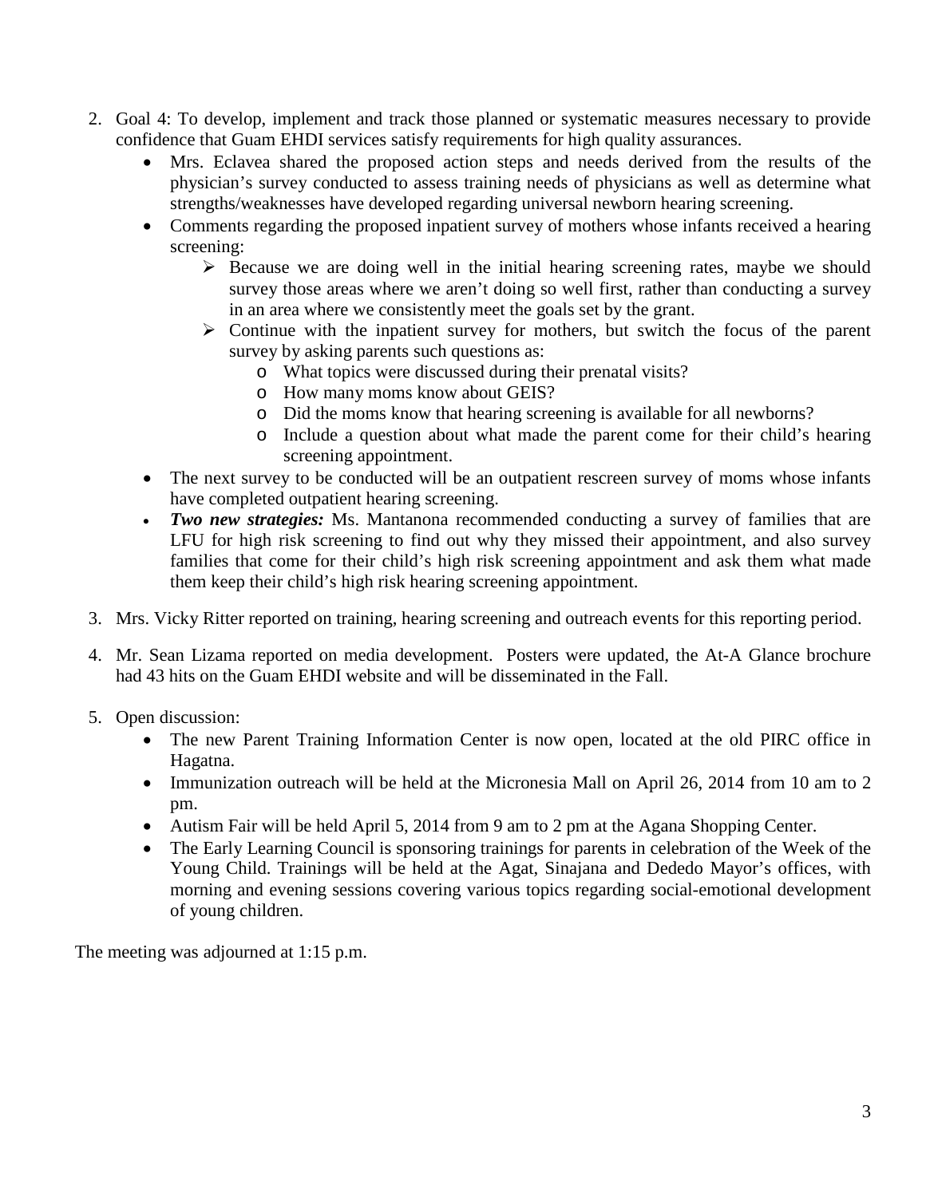2. Goal 4: To develop, implement and track those planned or systematic measures necessary to provide confidence that Guam EHDI services satisfy requirements for high quality assurances.
   - Mrs. Eclavea shared the proposed action steps and needs derived from the results of the physician's survey conducted to assess training needs of physicians as well as determine what strengths/weaknesses have developed regarding universal newborn hearing screening.
   - Comments regarding the proposed inpatient survey of mothers whose infants received a hearing screening:
     - Because we are doing well in the initial hearing screening rates, maybe we should survey those areas where we aren't doing so well first, rather than conducting a survey in an area where we consistently meet the goals set by the grant.
     - Continue with the inpatient survey for mothers, but switch the focus of the parent survey by asking parents such questions as:
       - What topics were discussed during their prenatal visits?
       - How many moms know about GEIS?
       - Did the moms know that hearing screening is available for all newborns?
       - Include a question about what made the parent come for their child's hearing screening appointment.
   - The next survey to be conducted will be an outpatient rescreen survey of moms whose infants have completed outpatient hearing screening.
   - ***Two new strategies:*** Ms. Mantanona recommended conducting a survey of families that are LFU for high risk screening to find out why they missed their appointment, and also survey families that come for their child's high risk screening appointment and ask them what made them keep their child's high risk hearing screening appointment.

3. Mrs. Vicky Ritter reported on training, hearing screening and outreach events for this reporting period.

4. Mr. Sean Lizama reported on media development. Posters were updated, the At-A Glance brochure had 43 hits on the Guam EHDI website and will be disseminated in the Fall.

5. Open discussion:
   - The new Parent Training Information Center is now open, located at the old PIRC office in Hagatna.
   - Immunization outreach will be held at the Micronesia Mall on April 26, 2014 from 10 am to 2 pm.
   - Autism Fair will be held April 5, 2014 from 9 am to 2 pm at the Agana Shopping Center.
   - The Early Learning Council is sponsoring trainings for parents in celebration of the Week of the Young Child. Trainings will be held at the Agat, Sinajana and Dededo Mayor's offices, with morning and evening sessions covering various topics regarding social-emotional development of young children.

The meeting was adjourned at 1:15 p.m.